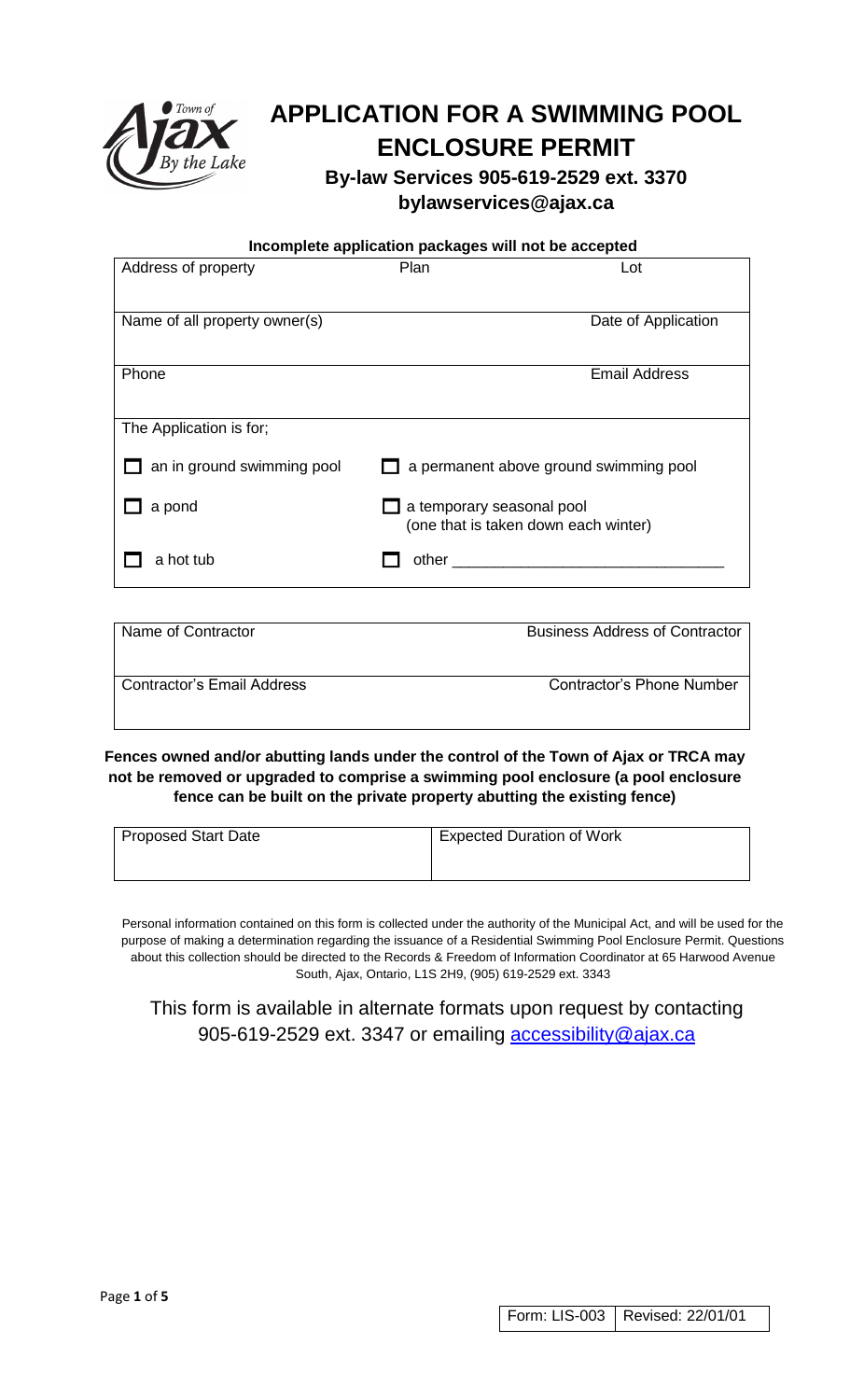# APPLICATION FOR A SWIMMING POOL ENCLOSURE PERMIT

**By-law Services 905-619-2529 ext. 3370**

**bylawservices@ajax.ca**

**Incomplete application packages will not be accepted**

| Address of property | Plan | Lot |
|---|---|---|
| | | |

| Name of all property owner(s) | Date of Application |
|---|---|
| | |

| Phone | Email Address |
|---|---|
| | |

The Application is for;

- ☐ an in ground swimming pool
- ☐ a permanent above ground swimming pool
- ☐ a pond
- ☐ a temporary seasonal pool (one that is taken down each winter)
- ☐ a hot tub
- ☐ other ________________________________

| Name of Contractor | Business Address of Contractor |
|---|---|
| | |

| Contractor's Email Address | Contractor's Phone Number |
|---|---|
| | |

**Fences owned and/or abutting lands under the control of the Town of Ajax or TRCA may not be removed or upgraded to comprise a swimming pool enclosure (a pool enclosure fence can be built on the private property abutting the existing fence)**

| Proposed Start Date | Expected Duration of Work |
|---|---|
| | |

Personal information contained on this form is collected under the authority of the Municipal Act, and will be used for the purpose of making a determination regarding the issuance of a Residential Swimming Pool Enclosure Permit. Questions about this collection should be directed to the Records & Freedom of Information Coordinator at 65 Harwood Avenue South, Ajax, Ontario, L1S 2H9, (905) 619-2529 ext. 3343

This form is available in alternate formats upon request by contacting 905-619-2529 ext. 3347 or emailing accessibility@ajax.ca

Form: LIS-003 | Revised: 22/01/01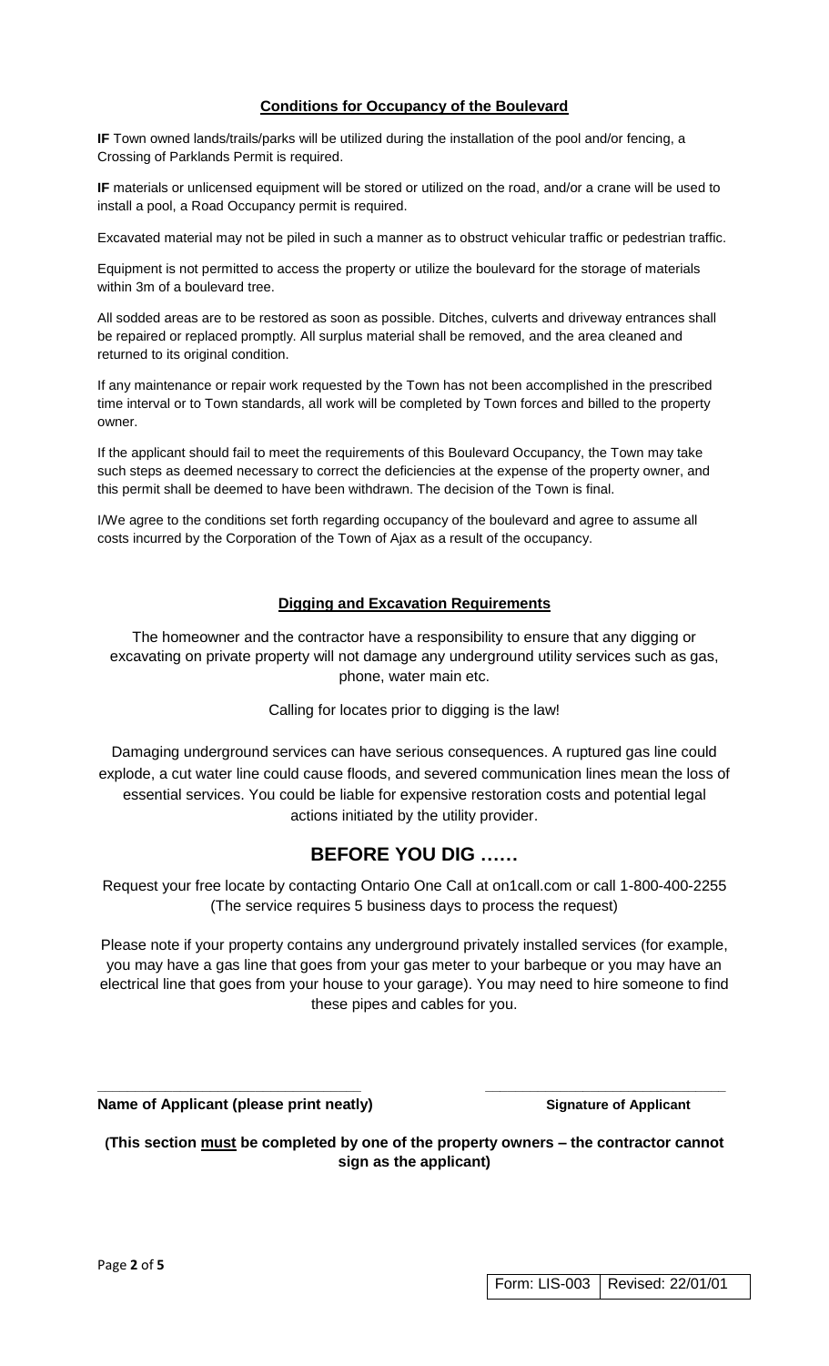## Conditions for Occupancy of the Boulevard

**IF** Town owned lands/trails/parks will be utilized during the installation of the pool and/or fencing, a Crossing of Parklands Permit is required.

**IF** materials or unlicensed equipment will be stored or utilized on the road, and/or a crane will be used to install a pool, a Road Occupancy permit is required.

Excavated material may not be piled in such a manner as to obstruct vehicular traffic or pedestrian traffic.

Equipment is not permitted to access the property or utilize the boulevard for the storage of materials within 3m of a boulevard tree.

All sodded areas are to be restored as soon as possible. Ditches, culverts and driveway entrances shall be repaired or replaced promptly. All surplus material shall be removed, and the area cleaned and returned to its original condition.

If any maintenance or repair work requested by the Town has not been accomplished in the prescribed time interval or to Town standards, all work will be completed by Town forces and billed to the property owner.

If the applicant should fail to meet the requirements of this Boulevard Occupancy, the Town may take such steps as deemed necessary to correct the deficiencies at the expense of the property owner, and this permit shall be deemed to have been withdrawn. The decision of the Town is final.

I/We agree to the conditions set forth regarding occupancy of the boulevard and agree to assume all costs incurred by the Corporation of the Town of Ajax as a result of the occupancy.

## Digging and Excavation Requirements

The homeowner and the contractor have a responsibility to ensure that any digging or excavating on private property will not damage any underground utility services such as gas, phone, water main etc.

Calling for locates prior to digging is the law!

Damaging underground services can have serious consequences. A ruptured gas line could explode, a cut water line could cause floods, and severed communication lines mean the loss of essential services. You could be liable for expensive restoration costs and potential legal actions initiated by the utility provider.

# BEFORE YOU DIG ……

Request your free locate by contacting Ontario One Call at on1call.com or call 1-800-400-2255 (The service requires 5 business days to process the request)

Please note if your property contains any underground privately installed services (for example, you may have a gas line that goes from your gas meter to your barbeque or you may have an electrical line that goes from your house to your garage). You may need to hire someone to find these pipes and cables for you.

\_\_\_\_\_\_\_\_\_\_\_\_\_\_\_\_\_\_\_\_\_\_\_\_\_\_\_\_\_\_\_\_ &nbsp;&nbsp;&nbsp;&nbsp; \_\_\_\_\_\_\_\_\_\_\_\_\_\_\_\_\_\_\_\_\_\_\_\_\_\_\_\_\_\_\_\_

**Name of Applicant (please print neatly)** &nbsp;&nbsp;&nbsp;&nbsp; **Signature of Applicant**

**(This section must be completed by one of the property owners – the contractor cannot sign as the applicant)**

| Form: LIS-003 | Revised: 22/01/01 |
|---|---|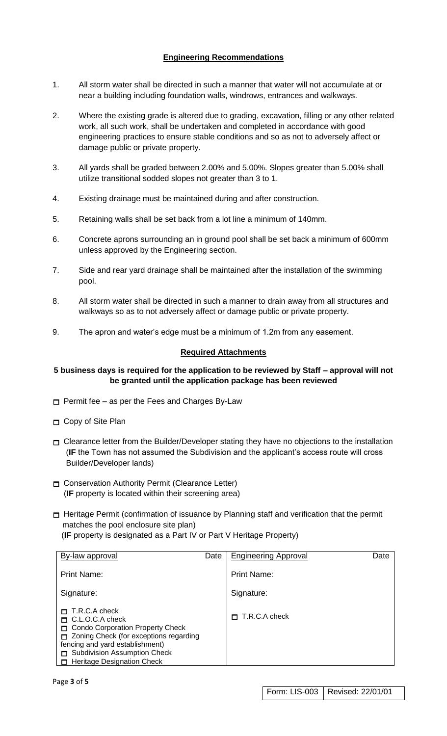## Engineering Recommendations

1. All storm water shall be directed in such a manner that water will not accumulate at or near a building including foundation walls, windrows, entrances and walkways.

2. Where the existing grade is altered due to grading, excavation, filling or any other related work, all such work, shall be undertaken and completed in accordance with good engineering practices to ensure stable conditions and so as not to adversely affect or damage public or private property.

3. All yards shall be graded between 2.00% and 5.00%. Slopes greater than 5.00% shall utilize transitional sodded slopes not greater than 3 to 1.

4. Existing drainage must be maintained during and after construction.

5. Retaining walls shall be set back from a lot line a minimum of 140mm.

6. Concrete aprons surrounding an in ground pool shall be set back a minimum of 600mm unless approved by the Engineering section.

7. Side and rear yard drainage shall be maintained after the installation of the swimming pool.

8. All storm water shall be directed in such a manner to drain away from all structures and walkways so as to not adversely affect or damage public or private property.

9. The apron and water's edge must be a minimum of 1.2m from any easement.

## Required Attachments

**5 business days is required for the application to be reviewed by Staff – approval will not be granted until the application package has been reviewed**

- ☐ Permit fee – as per the Fees and Charges By-Law
- ☐ Copy of Site Plan
- ☐ Clearance letter from the Builder/Developer stating they have no objections to the installation (**IF** the Town has not assumed the Subdivision and the applicant's access route will cross Builder/Developer lands)
- ☐ Conservation Authority Permit (Clearance Letter) (**IF** property is located within their screening area)
- ☐ Heritage Permit (confirmation of issuance by Planning staff and verification that the permit matches the pool enclosure site plan) (**IF** property is designated as a Part IV or Part V Heritage Property)

| By-law approval | Date | Engineering Approval | Date |
|---|---|---|---|
| Print Name: | | Print Name: | |
| Signature: | | Signature: | |
| ☐ T.R.C.A check<br>☐ C.L.O.C.A check<br>☐ Condo Corporation Property Check<br>☐ Zoning Check (for exceptions regarding fencing and yard establishment)<br>☐ Subdivision Assumption Check<br>☐ Heritage Designation Check | | ☐ T.R.C.A check | |

Form: LIS-003 | Revised: 22/01/01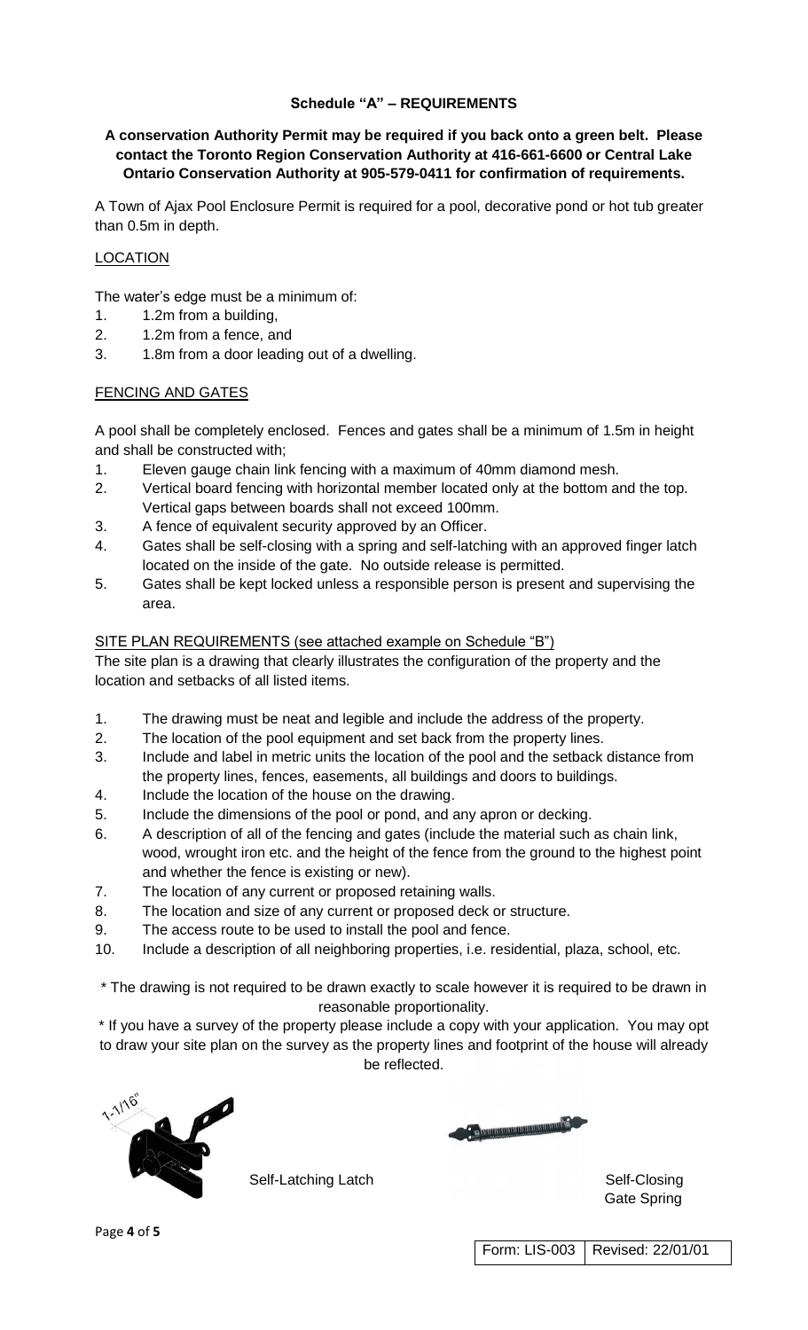## Schedule "A" – REQUIREMENTS

**A conservation Authority Permit may be required if you back onto a green belt. Please contact the Toronto Region Conservation Authority at 416-661-6600 or Central Lake Ontario Conservation Authority at 905-579-0411 for confirmation of requirements.**

A Town of Ajax Pool Enclosure Permit is required for a pool, decorative pond or hot tub greater than 0.5m in depth.

### LOCATION

The water's edge must be a minimum of:

1. 1.2m from a building,
2. 1.2m from a fence, and
3. 1.8m from a door leading out of a dwelling.

### FENCING AND GATES

A pool shall be completely enclosed. Fences and gates shall be a minimum of 1.5m in height and shall be constructed with;

1. Eleven gauge chain link fencing with a maximum of 40mm diamond mesh.
2. Vertical board fencing with horizontal member located only at the bottom and the top. Vertical gaps between boards shall not exceed 100mm.
3. A fence of equivalent security approved by an Officer.
4. Gates shall be self-closing with a spring and self-latching with an approved finger latch located on the inside of the gate. No outside release is permitted.
5. Gates shall be kept locked unless a responsible person is present and supervising the area.

### SITE PLAN REQUIREMENTS (see attached example on Schedule "B")

The site plan is a drawing that clearly illustrates the configuration of the property and the location and setbacks of all listed items.

1. The drawing must be neat and legible and include the address of the property.
2. The location of the pool equipment and set back from the property lines.
3. Include and label in metric units the location of the pool and the setback distance from the property lines, fences, easements, all buildings and doors to buildings.
4. Include the location of the house on the drawing.
5. Include the dimensions of the pool or pond, and any apron or decking.
6. A description of all of the fencing and gates (include the material such as chain link, wood, wrought iron etc. and the height of the fence from the ground to the highest point and whether the fence is existing or new).
7. The location of any current or proposed retaining walls.
8. The location and size of any current or proposed deck or structure.
9. The access route to be used to install the pool and fence.
10. Include a description of all neighboring properties, i.e. residential, plaza, school, etc.

\* The drawing is not required to be drawn exactly to scale however it is required to be drawn in reasonable proportionality.

\* If you have a survey of the property please include a copy with your application. You may opt to draw your site plan on the survey as the property lines and footprint of the house will already be reflected.

1-1/16"

Self-Latching Latch

Self-Closing Gate Spring

Form: LIS-003 | Revised: 22/01/01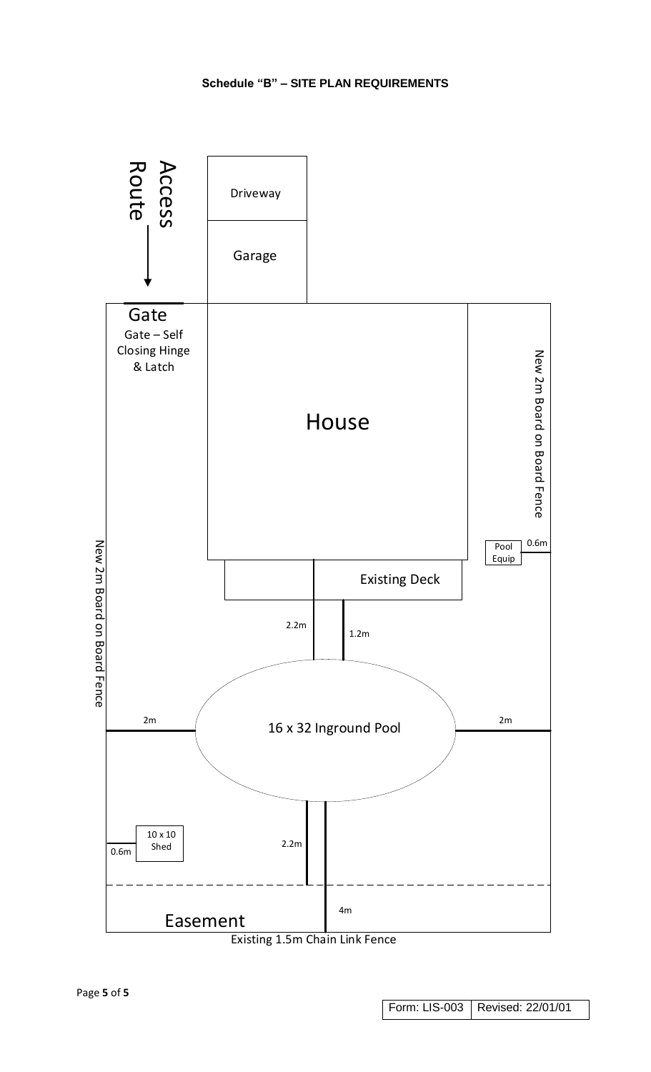**Schedule "B" – SITE PLAN REQUIREMENTS**

Access Route

Driveway

Garage

Gate

Gate – Self Closing Hinge & Latch

House

New 2m Board on Board Fence

New 2m Board on Board Fence

Pool Equip

0.6m

Existing Deck

2.2m

1.2m

2m

16 x 32 Inground Pool

2m

10 x 10 Shed

0.6m

2.2m

4m

Easement

Existing 1.5m Chain Link Fence

| Form: LIS-003 | Revised: 22/01/01 |
|---|---|